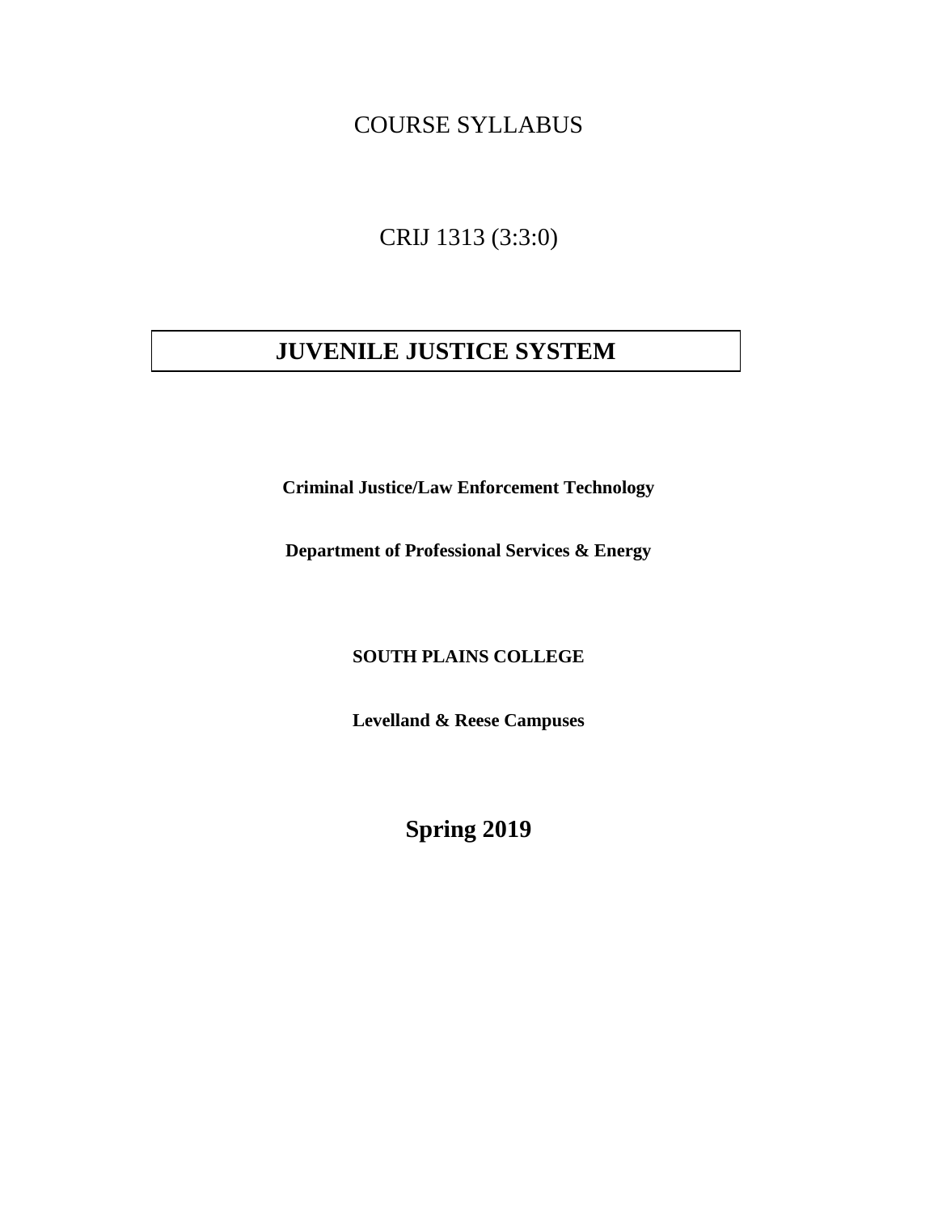COURSE SYLLABUS

CRIJ 1313 (3:3:0)

# JUVENILE JUSTICE SYSTEM

**Criminal Justice/Law Enforcement Technology**

**Department of Professional Services & Energy**

**SOUTH PLAINS COLLEGE**

**Levelland & Reese Campuses**

**Spring 2019**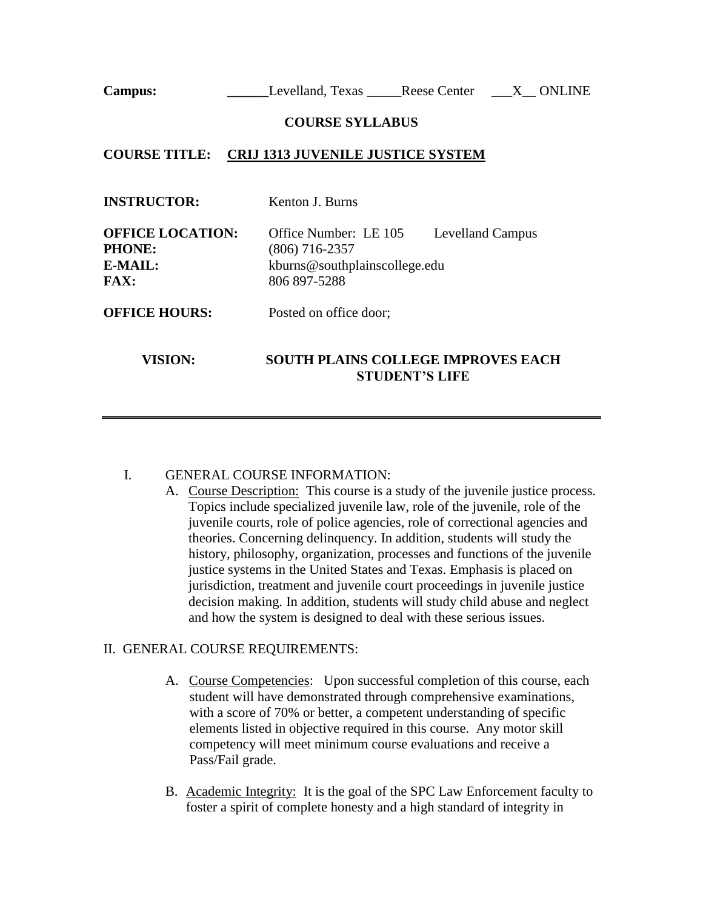**Campus:** ______Levelland, Texas _____Reese Center ___X__ ONLINE

**COURSE SYLLABUS**

**COURSE TITLE:** **CRIJ 1313 JUVENILE JUSTICE SYSTEM**

**INSTRUCTOR:** Kenton J. Burns

**OFFICE LOCATION:** Office Number: LE 105 Levelland Campus
**PHONE:** (806) 716-2357
**E-MAIL:** kburns@southplainscollege.edu
**FAX:** 806 897-5288

**OFFICE HOURS:** Posted on office door;

**VISION:** **SOUTH PLAINS COLLEGE IMPROVES EACH STUDENT'S LIFE**

---

I. GENERAL COURSE INFORMATION:

A. Course Description: This course is a study of the juvenile justice process. Topics include specialized juvenile law, role of the juvenile, role of the juvenile courts, role of police agencies, role of correctional agencies and theories. Concerning delinquency. In addition, students will study the history, philosophy, organization, processes and functions of the juvenile justice systems in the United States and Texas. Emphasis is placed on jurisdiction, treatment and juvenile court proceedings in juvenile justice decision making. In addition, students will study child abuse and neglect and how the system is designed to deal with these serious issues.

II. GENERAL COURSE REQUIREMENTS:

A. Course Competencies: Upon successful completion of this course, each student will have demonstrated through comprehensive examinations, with a score of 70% or better, a competent understanding of specific elements listed in objective required in this course. Any motor skill competency will meet minimum course evaluations and receive a Pass/Fail grade.

B. Academic Integrity: It is the goal of the SPC Law Enforcement faculty to foster a spirit of complete honesty and a high standard of integrity in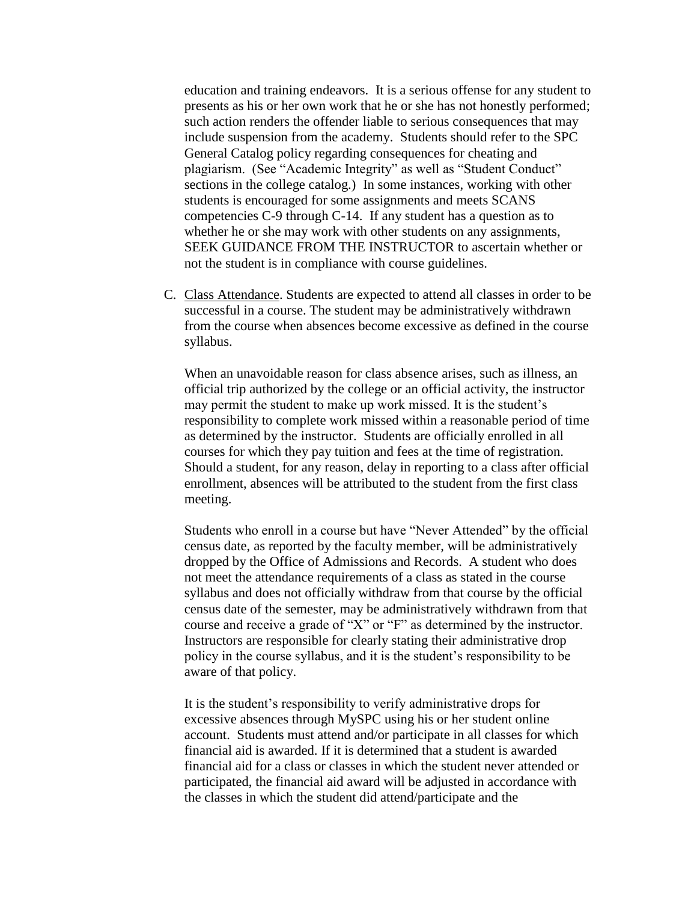education and training endeavors. It is a serious offense for any student to presents as his or her own work that he or she has not honestly performed; such action renders the offender liable to serious consequences that may include suspension from the academy. Students should refer to the SPC General Catalog policy regarding consequences for cheating and plagiarism. (See "Academic Integrity" as well as "Student Conduct" sections in the college catalog.) In some instances, working with other students is encouraged for some assignments and meets SCANS competencies C-9 through C-14. If any student has a question as to whether he or she may work with other students on any assignments, SEEK GUIDANCE FROM THE INSTRUCTOR to ascertain whether or not the student is in compliance with course guidelines.

C. Class Attendance. Students are expected to attend all classes in order to be successful in a course. The student may be administratively withdrawn from the course when absences become excessive as defined in the course syllabus.

When an unavoidable reason for class absence arises, such as illness, an official trip authorized by the college or an official activity, the instructor may permit the student to make up work missed. It is the student's responsibility to complete work missed within a reasonable period of time as determined by the instructor. Students are officially enrolled in all courses for which they pay tuition and fees at the time of registration. Should a student, for any reason, delay in reporting to a class after official enrollment, absences will be attributed to the student from the first class meeting.

Students who enroll in a course but have "Never Attended" by the official census date, as reported by the faculty member, will be administratively dropped by the Office of Admissions and Records. A student who does not meet the attendance requirements of a class as stated in the course syllabus and does not officially withdraw from that course by the official census date of the semester, may be administratively withdrawn from that course and receive a grade of "X" or "F" as determined by the instructor. Instructors are responsible for clearly stating their administrative drop policy in the course syllabus, and it is the student's responsibility to be aware of that policy.

It is the student's responsibility to verify administrative drops for excessive absences through MySPC using his or her student online account. Students must attend and/or participate in all classes for which financial aid is awarded. If it is determined that a student is awarded financial aid for a class or classes in which the student never attended or participated, the financial aid award will be adjusted in accordance with the classes in which the student did attend/participate and the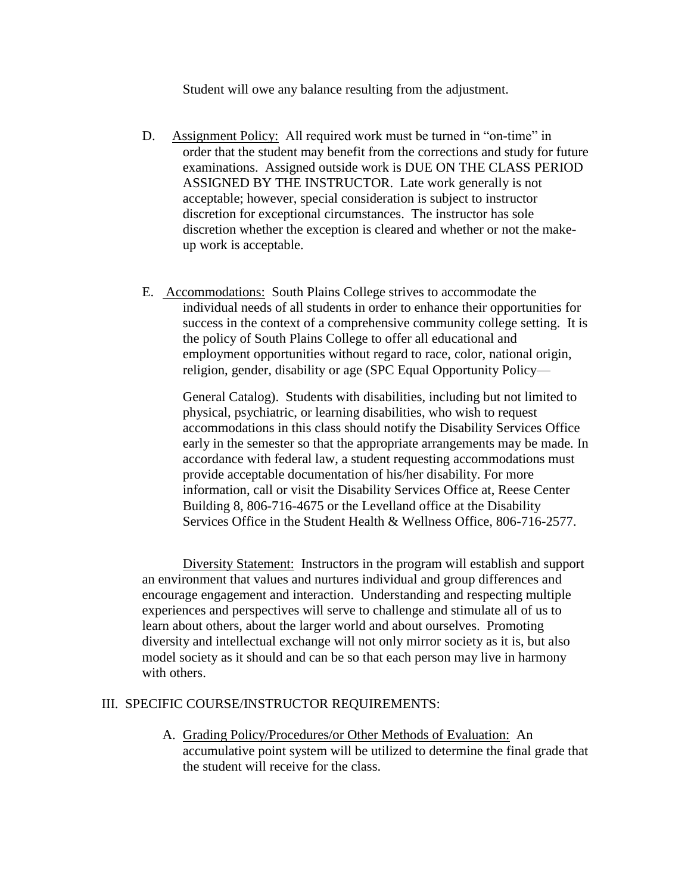Student will owe any balance resulting from the adjustment.

D. Assignment Policy: All required work must be turned in "on-time" in order that the student may benefit from the corrections and study for future examinations. Assigned outside work is DUE ON THE CLASS PERIOD ASSIGNED BY THE INSTRUCTOR. Late work generally is not acceptable; however, special consideration is subject to instructor discretion for exceptional circumstances. The instructor has sole discretion whether the exception is cleared and whether or not the make-up work is acceptable.

E. Accommodations: South Plains College strives to accommodate the individual needs of all students in order to enhance their opportunities for success in the context of a comprehensive community college setting. It is the policy of South Plains College to offer all educational and employment opportunities without regard to race, color, national origin, religion, gender, disability or age (SPC Equal Opportunity Policy—

General Catalog). Students with disabilities, including but not limited to physical, psychiatric, or learning disabilities, who wish to request accommodations in this class should notify the Disability Services Office early in the semester so that the appropriate arrangements may be made. In accordance with federal law, a student requesting accommodations must provide acceptable documentation of his/her disability. For more information, call or visit the Disability Services Office at, Reese Center Building 8, 806-716-4675 or the Levelland office at the Disability Services Office in the Student Health & Wellness Office, 806-716-2577.

Diversity Statement: Instructors in the program will establish and support an environment that values and nurtures individual and group differences and encourage engagement and interaction. Understanding and respecting multiple experiences and perspectives will serve to challenge and stimulate all of us to learn about others, about the larger world and about ourselves. Promoting diversity and intellectual exchange will not only mirror society as it is, but also model society as it should and can be so that each person may live in harmony with others.

## III. SPECIFIC COURSE/INSTRUCTOR REQUIREMENTS:

A. Grading Policy/Procedures/or Other Methods of Evaluation: An accumulative point system will be utilized to determine the final grade that the student will receive for the class.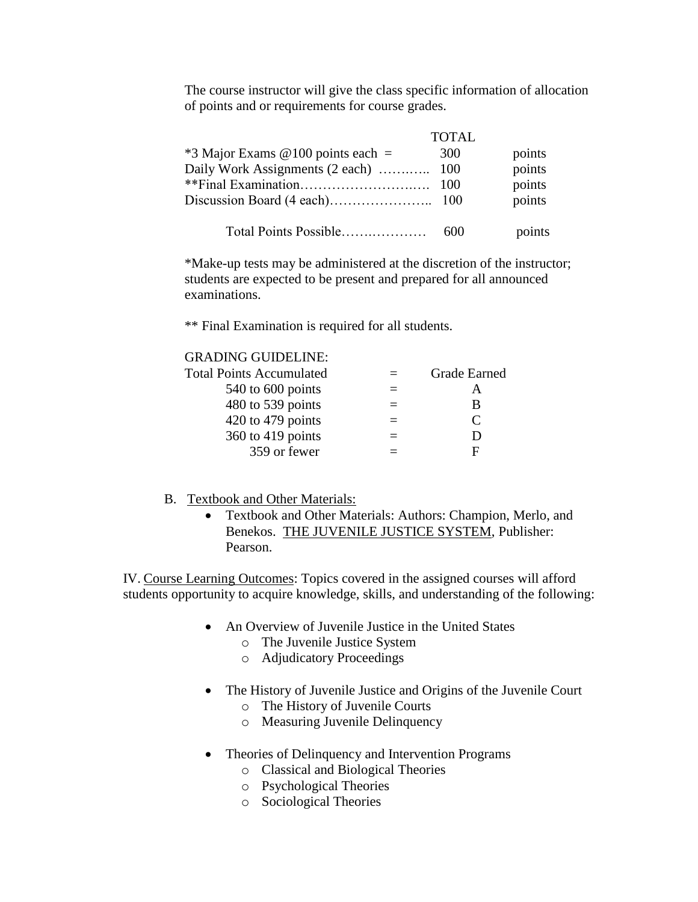The course instructor will give the class specific information of allocation of points and or requirements for course grades.

| | TOTAL | |
|---|---|---|
| *3 Major Exams @100 points each = | 300 | points |
| Daily Work Assignments (2 each) ……..….. | 100 | points |
| **Final Examination…………………….…. | 100 | points |
| Discussion Board (4 each)………………….. | 100 | points |
| Total Points Possible…….………… | 600 | points |

*Make-up tests may be administered at the discretion of the instructor; students are expected to be present and prepared for all announced examinations.

** Final Examination is required for all students.

GRADING GUIDELINE:

| Total Points Accumulated | = | Grade Earned |
|---|---|---|
| 540 to 600 points | = | A |
| 480 to 539 points | = | B |
| 420 to 479 points | = | C |
| 360 to 419 points | = | D |
| 359 or fewer | = | F |

B. Textbook and Other Materials:

- Textbook and Other Materials: Authors: Champion, Merlo, and Benekos. THE JUVENILE JUSTICE SYSTEM, Publisher: Pearson.

IV. Course Learning Outcomes: Topics covered in the assigned courses will afford students opportunity to acquire knowledge, skills, and understanding of the following:

- An Overview of Juvenile Justice in the United States
  - The Juvenile Justice System
  - Adjudicatory Proceedings

- The History of Juvenile Justice and Origins of the Juvenile Court
  - The History of Juvenile Courts
  - Measuring Juvenile Delinquency

- Theories of Delinquency and Intervention Programs
  - Classical and Biological Theories
  - Psychological Theories
  - Sociological Theories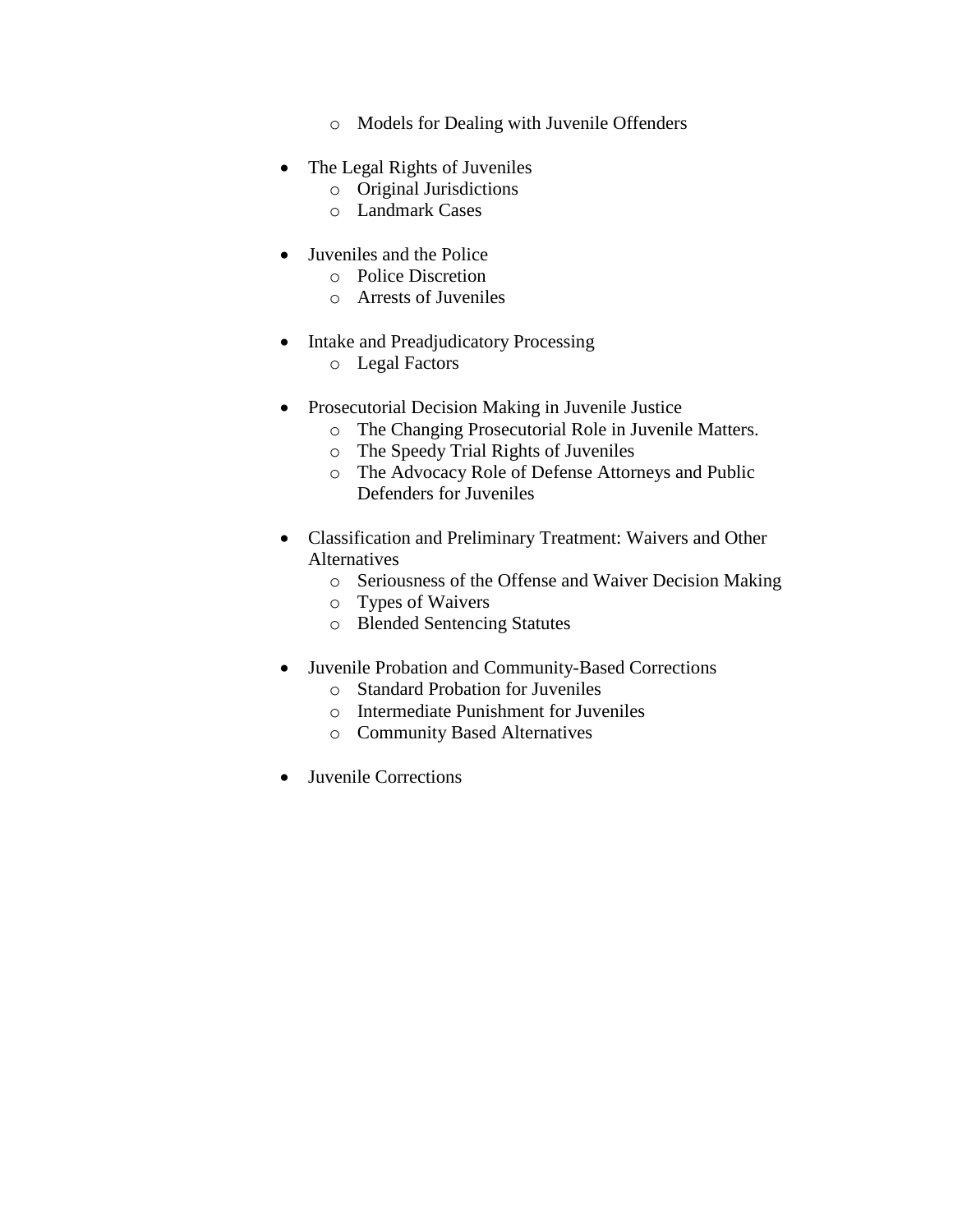- Models for Dealing with Juvenile Offenders

- The Legal Rights of Juveniles
  - Original Jurisdictions
  - Landmark Cases

- Juveniles and the Police
  - Police Discretion
  - Arrests of Juveniles

- Intake and Preadjudicatory Processing
  - Legal Factors

- Prosecutorial Decision Making in Juvenile Justice
  - The Changing Prosecutorial Role in Juvenile Matters.
  - The Speedy Trial Rights of Juveniles
  - The Advocacy Role of Defense Attorneys and Public Defenders for Juveniles

- Classification and Preliminary Treatment: Waivers and Other Alternatives
  - Seriousness of the Offense and Waiver Decision Making
  - Types of Waivers
  - Blended Sentencing Statutes

- Juvenile Probation and Community-Based Corrections
  - Standard Probation for Juveniles
  - Intermediate Punishment for Juveniles
  - Community Based Alternatives

- Juvenile Corrections